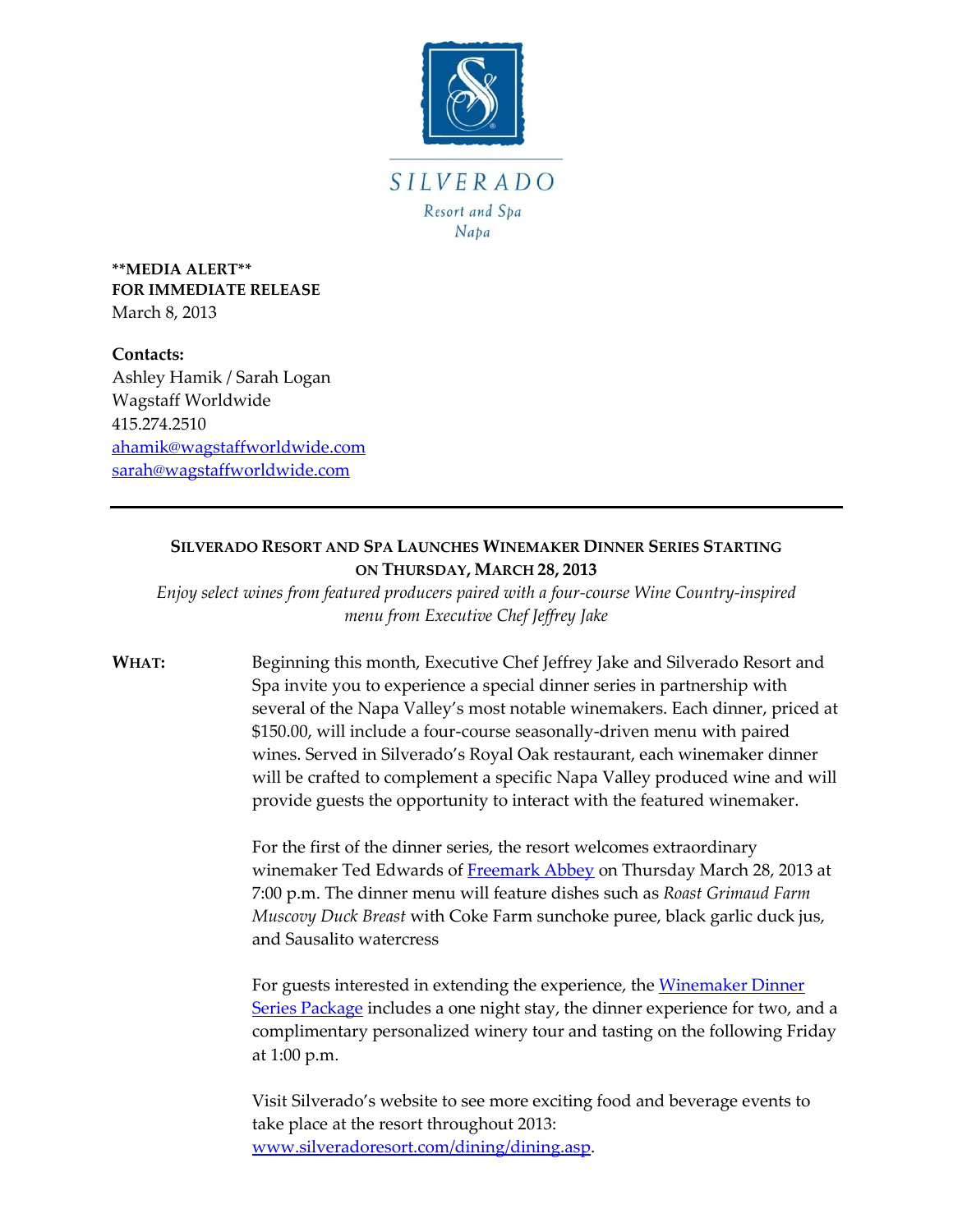SILVERADO

Resort and Spa

Napa

**\*\*MEDIA ALERT\*\***
**FOR IMMEDIATE RELEASE**
March 8, 2013

**Contacts:**
Ashley Hamik / Sarah Logan
Wagstaff Worldwide
415.274.2510
[ahamik@wagstaffworldwide.com](mailto:ahamik@wagstaffworldwide.com)
[sarah@wagstaffworldwide.com](mailto:sarah@wagstaffworldwide.com)

---

## SILVERADO RESORT AND SPA LAUNCHES WINEMAKER DINNER SERIES STARTING ON THURSDAY, MARCH 28, 2013

*Enjoy select wines from featured producers paired with a four-course Wine Country-inspired menu from Executive Chef Jeffrey Jake*

**WHAT:**

Beginning this month, Executive Chef Jeffrey Jake and Silverado Resort and Spa invite you to experience a special dinner series in partnership with several of the Napa Valley's most notable winemakers. Each dinner, priced at $150.00, will include a four-course seasonally-driven menu with paired wines. Served in Silverado's Royal Oak restaurant, each winemaker dinner will be crafted to complement a specific Napa Valley produced wine and will provide guests the opportunity to interact with the featured winemaker.

For the first of the dinner series, the resort welcomes extraordinary winemaker Ted Edwards of Freemark Abbey on Thursday March 28, 2013 at 7:00 p.m. The dinner menu will feature dishes such as *Roast Grimaud Farm Muscovy Duck Breast* with Coke Farm sunchoke puree, black garlic duck jus, and Sausalito watercress

For guests interested in extending the experience, the Winemaker Dinner Series Package includes a one night stay, the dinner experience for two, and a complimentary personalized winery tour and tasting on the following Friday at 1:00 p.m.

Visit Silverado's website to see more exciting food and beverage events to take place at the resort throughout 2013: [www.silveradoresort.com/dining/dining.asp](http://www.silveradoresort.com/dining/dining.asp).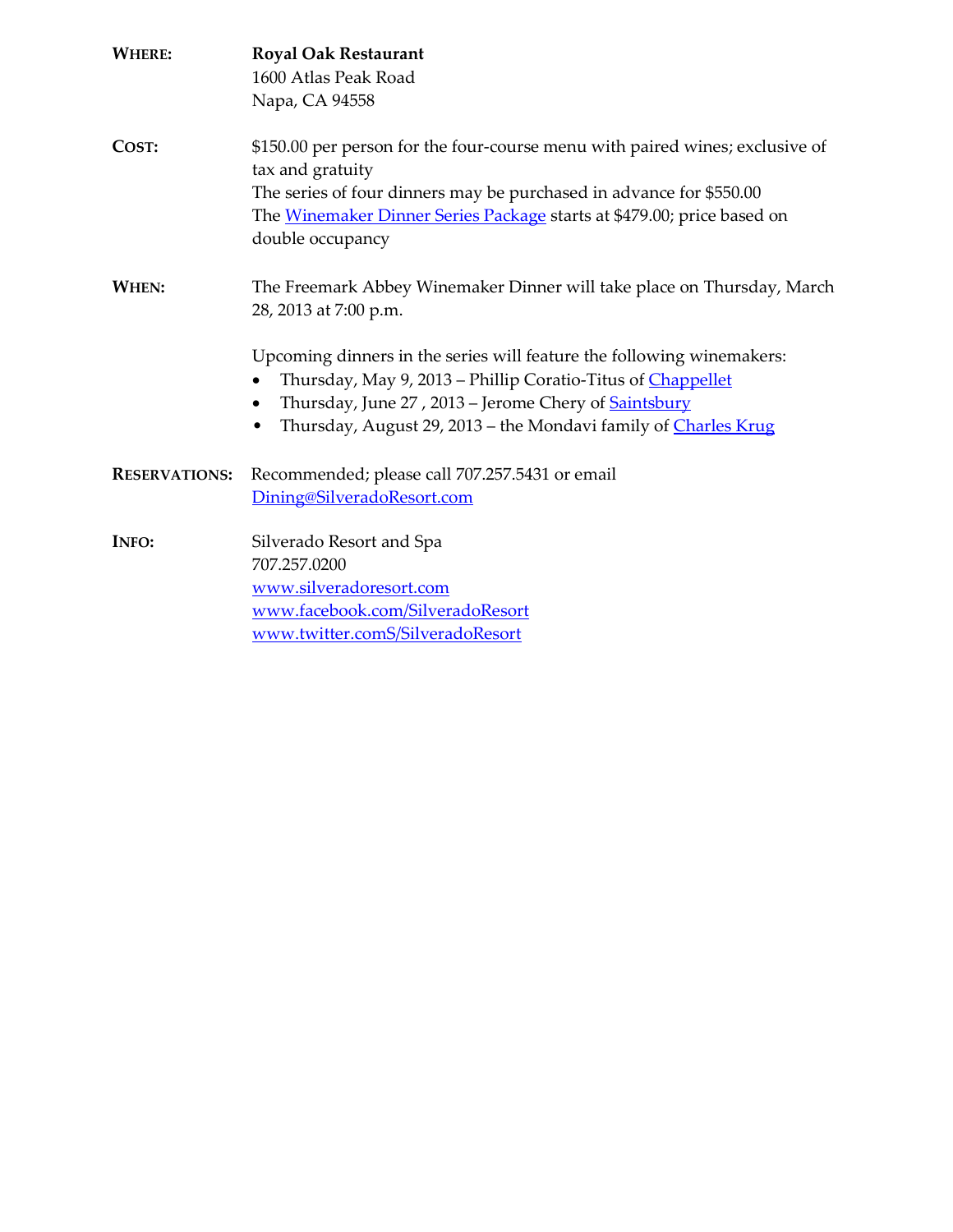**WHERE:** **Royal Oak Restaurant**
1600 Atlas Peak Road
Napa, CA 94558

**COST:** $150.00 per person for the four-course menu with paired wines; exclusive of tax and gratuity
The series of four dinners may be purchased in advance for $550.00
The [Winemaker Dinner Series Package] starts at $479.00; price based on double occupancy

**WHEN:** The Freemark Abbey Winemaker Dinner will take place on Thursday, March 28, 2013 at 7:00 p.m.

Upcoming dinners in the series will feature the following winemakers:

- Thursday, May 9, 2013 – Phillip Coratio-Titus of Chappellet
- Thursday, June 27 , 2013 – Jerome Chery of Saintsbury
- Thursday, August 29, 2013 – the Mondavi family of Charles Krug

**RESERVATIONS:** Recommended; please call 707.257.5431 or email Dining@SilveradoResort.com

**INFO:** Silverado Resort and Spa
707.257.0200
www.silveradoresort.com
www.facebook.com/SilveradoResort
www.twitter.comS/SilveradoResort